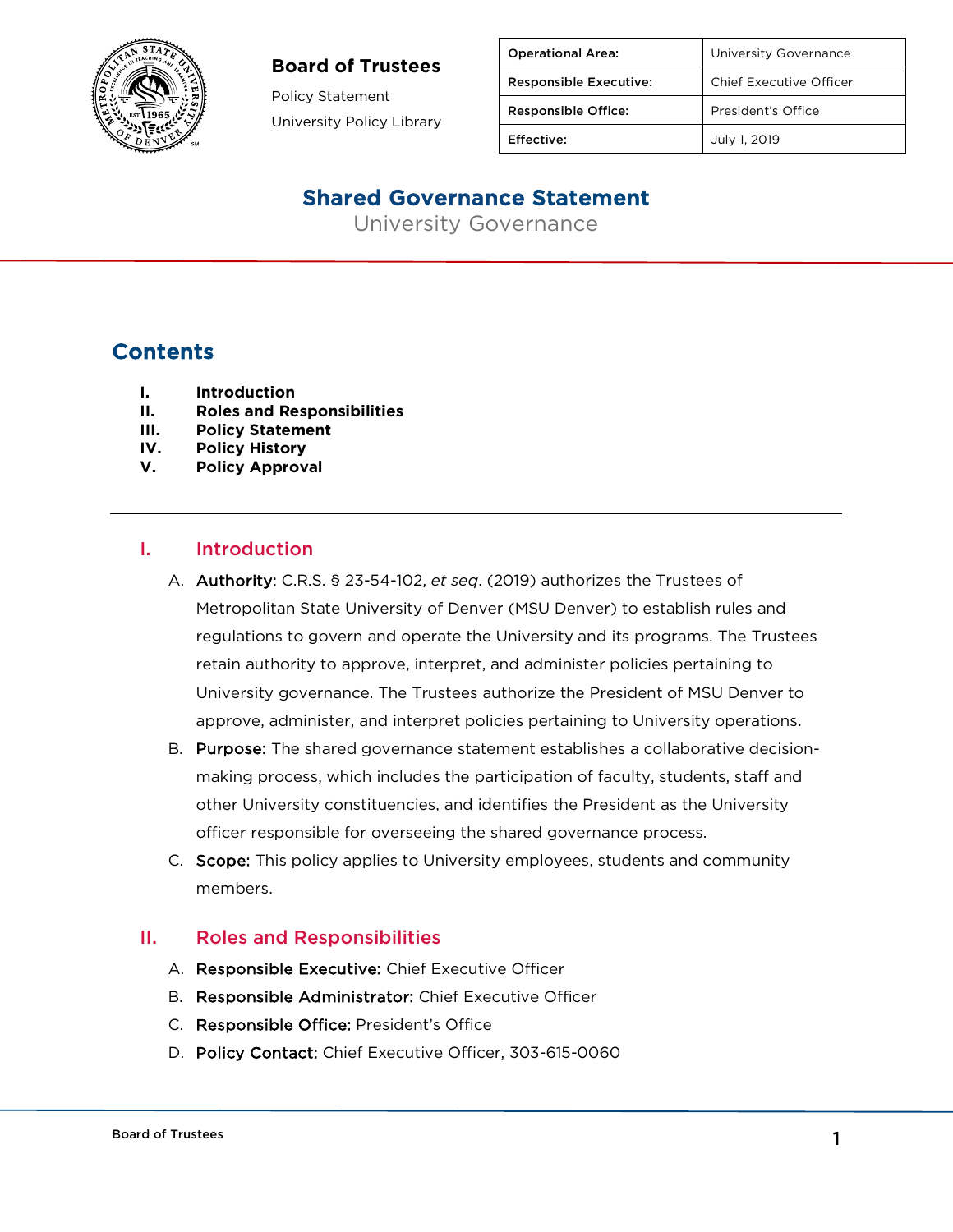**Board of Trustees**

Policy Statement

University Policy Library

| Operational Area: | University Governance |
|---|---|
| Responsible Executive: | Chief Executive Officer |
| Responsible Office: | President's Office |
| Effective: | July 1, 2019 |

# Shared Governance Statement

University Governance

## Contents

- **I. Introduction**
- **II. Roles and Responsibilities**
- **III. Policy Statement**
- **IV. Policy History**
- **V. Policy Approval**

---

## I. Introduction

A. **Authority:** C.R.S. § 23-54-102, *et seq*. (2019) authorizes the Trustees of Metropolitan State University of Denver (MSU Denver) to establish rules and regulations to govern and operate the University and its programs. The Trustees retain authority to approve, interpret, and administer policies pertaining to University governance. The Trustees authorize the President of MSU Denver to approve, administer, and interpret policies pertaining to University operations.

B. **Purpose:** The shared governance statement establishes a collaborative decision-making process, which includes the participation of faculty, students, staff and other University constituencies, and identifies the President as the University officer responsible for overseeing the shared governance process.

C. **Scope:** This policy applies to University employees, students and community members.

## II. Roles and Responsibilities

A. **Responsible Executive:** Chief Executive Officer

B. **Responsible Administrator:** Chief Executive Officer

C. **Responsible Office:** President's Office

D. **Policy Contact:** Chief Executive Officer, 303-615-0060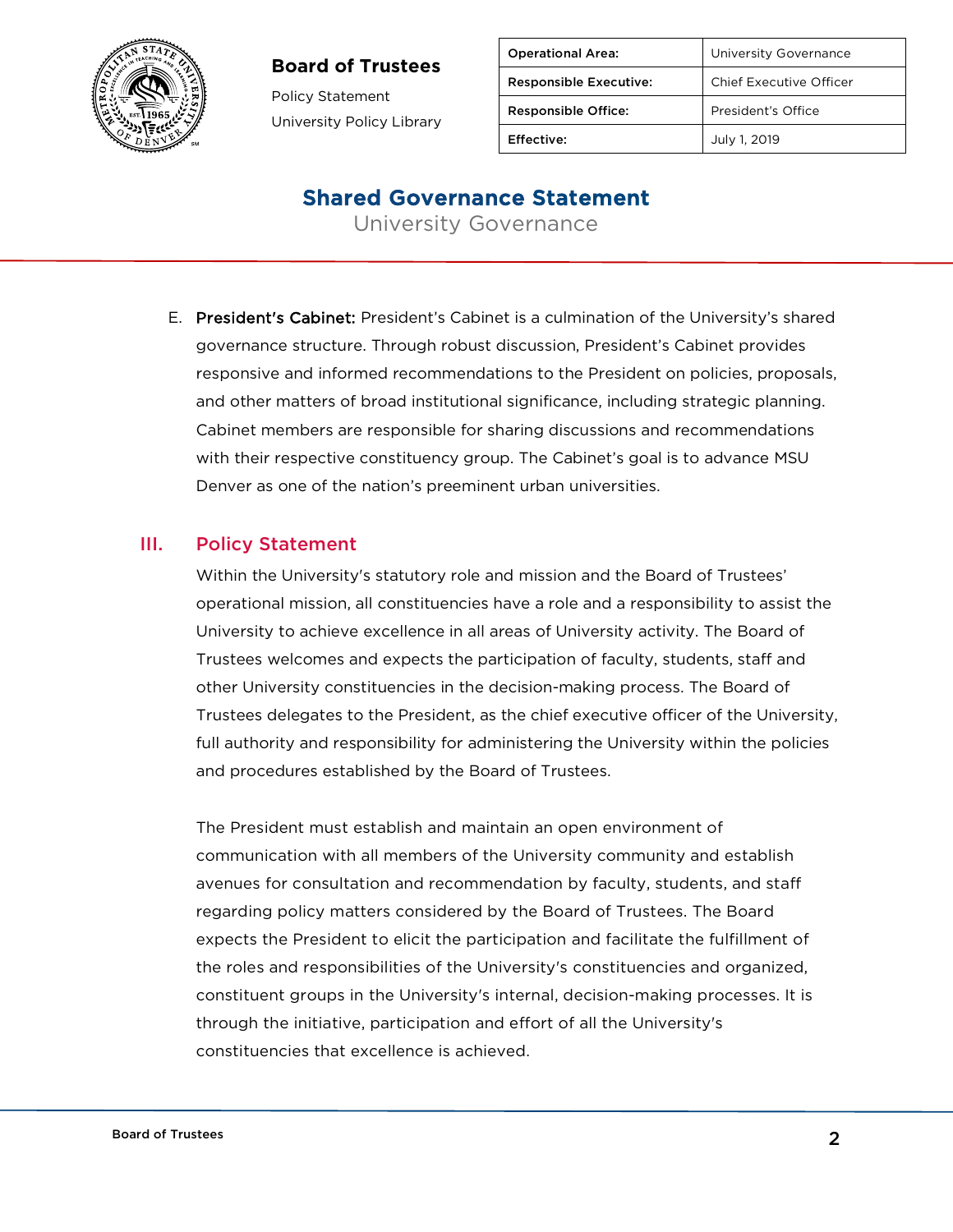E. **President's Cabinet:** President's Cabinet is a culmination of the University's shared governance structure. Through robust discussion, President's Cabinet provides responsive and informed recommendations to the President on policies, proposals, and other matters of broad institutional significance, including strategic planning. Cabinet members are responsible for sharing discussions and recommendations with their respective constituency group. The Cabinet's goal is to advance MSU Denver as one of the nation's preeminent urban universities.

## III. Policy Statement

Within the University's statutory role and mission and the Board of Trustees' operational mission, all constituencies have a role and a responsibility to assist the University to achieve excellence in all areas of University activity. The Board of Trustees welcomes and expects the participation of faculty, students, staff and other University constituencies in the decision-making process. The Board of Trustees delegates to the President, as the chief executive officer of the University, full authority and responsibility for administering the University within the policies and procedures established by the Board of Trustees.

The President must establish and maintain an open environment of communication with all members of the University community and establish avenues for consultation and recommendation by faculty, students, and staff regarding policy matters considered by the Board of Trustees. The Board expects the President to elicit the participation and facilitate the fulfillment of the roles and responsibilities of the University's constituencies and organized, constituent groups in the University's internal, decision-making processes. It is through the initiative, participation and effort of all the University's constituencies that excellence is achieved.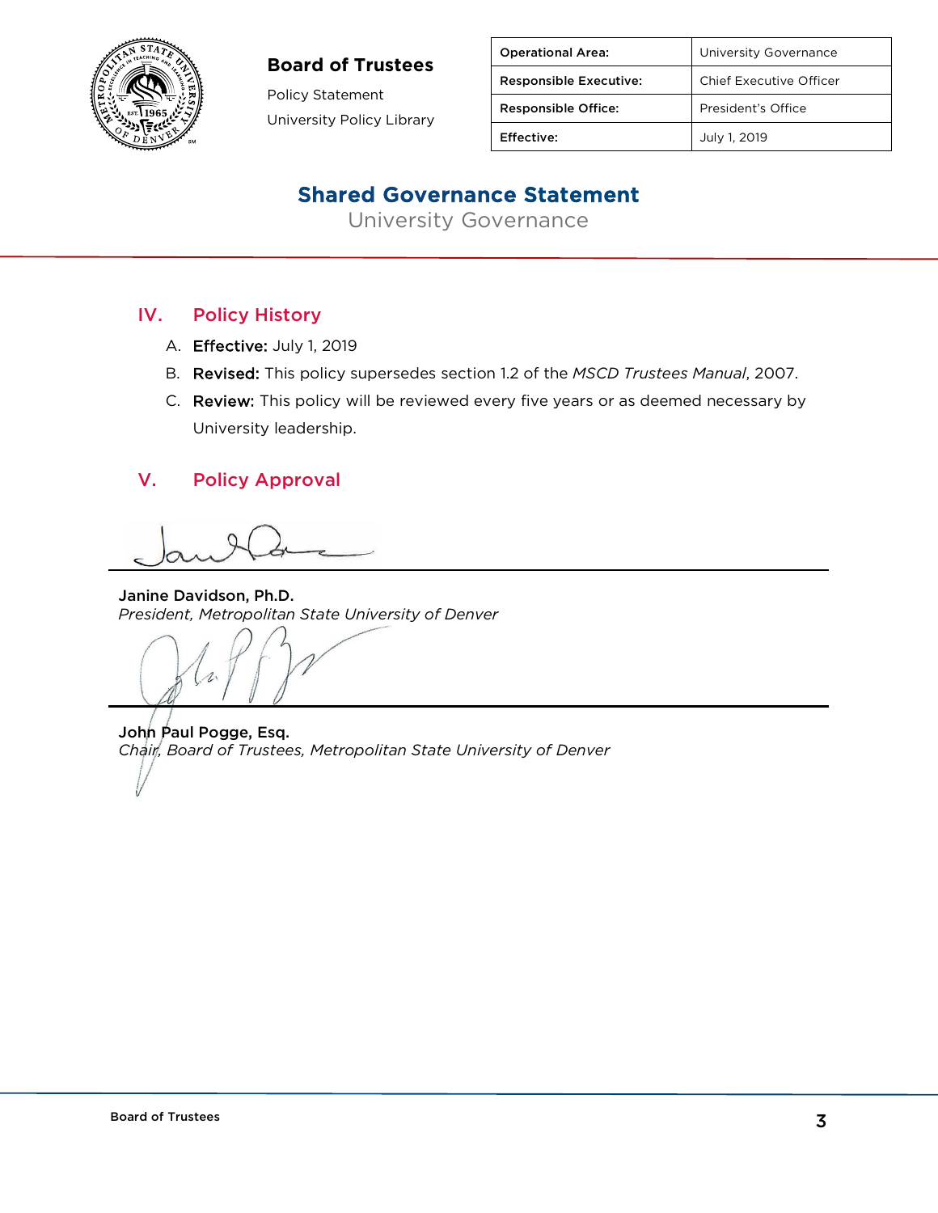**Board of Trustees**

Policy Statement

University Policy Library

| | |
|---|---|
| **Operational Area:** | University Governance |
| **Responsible Executive:** | Chief Executive Officer |
| **Responsible Office:** | President's Office |
| **Effective:** | July 1, 2019 |

# Shared Governance Statement

University Governance

## IV. Policy History

A. **Effective:** July 1, 2019

B. **Revised:** This policy supersedes section 1.2 of the *MSCD Trustees Manual*, 2007.

C. **Review:** This policy will be reviewed every five years or as deemed necessary by University leadership.

## V. Policy Approval

**Janine Davidson, Ph.D.**
*President, Metropolitan State University of Denver*

**John Paul Pogge, Esq.**
*Chair, Board of Trustees, Metropolitan State University of Denver*